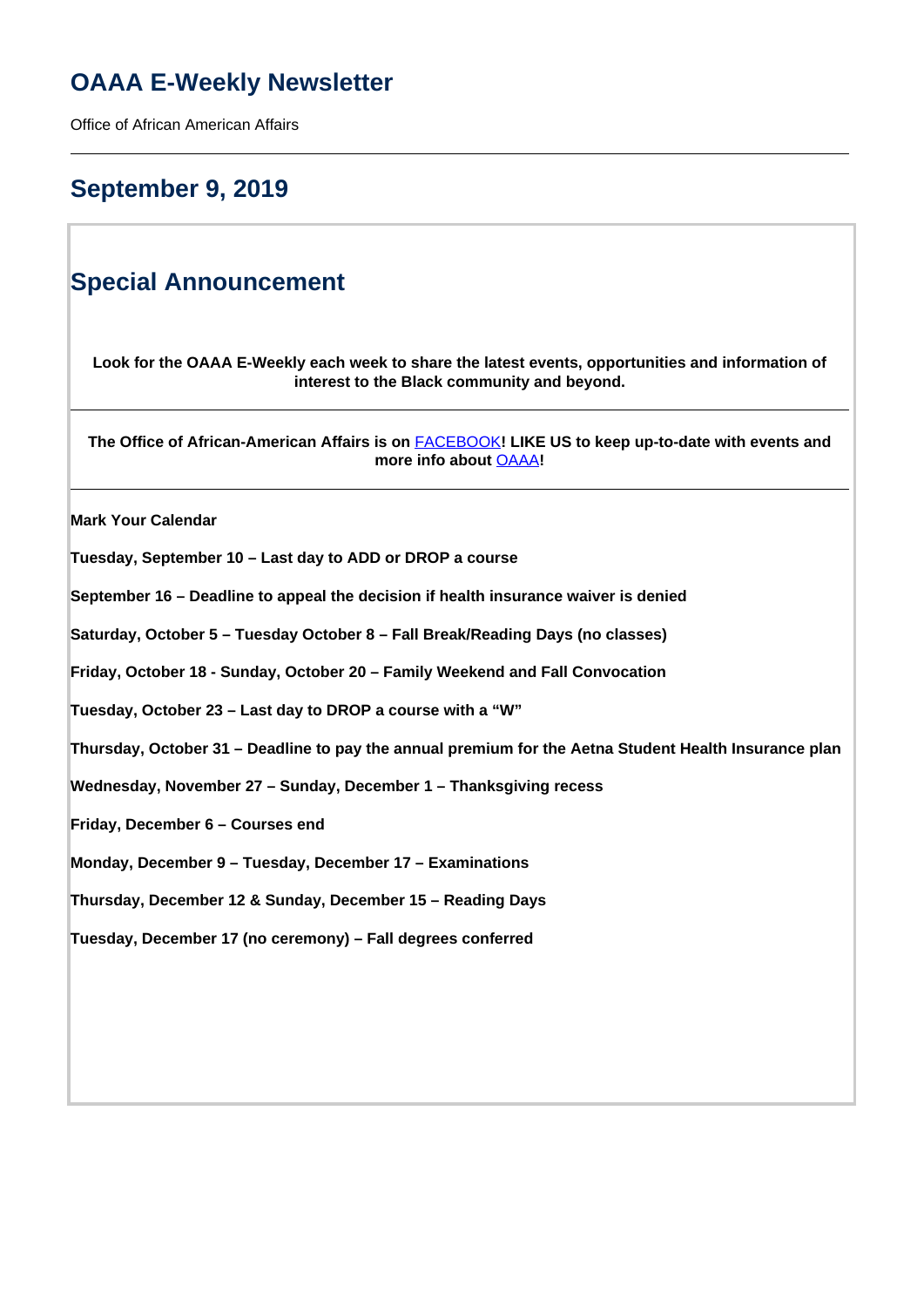# OAAA E-Weekly Newsletter

Office of African American Affairs

---

## September 9, 2019

## Special Announcement

**Look for the OAAA E-Weekly each week to share the latest events, opportunities and information of interest to the Black community and beyond.**

---

**The Office of African-American Affairs is on FACEBOOK! LIKE US to keep up-to-date with events and more info about OAAA!**

---

**Mark Your Calendar**

**Tuesday, September 10 – Last day to ADD or DROP a course**

**September 16 – Deadline to appeal the decision if health insurance waiver is denied**

**Saturday, October 5 – Tuesday October 8 – Fall Break/Reading Days (no classes)**

**Friday, October 18 - Sunday, October 20 – Family Weekend and Fall Convocation**

**Tuesday, October 23 – Last day to DROP a course with a "W"**

**Thursday, October 31 – Deadline to pay the annual premium for the Aetna Student Health Insurance plan**

**Wednesday, November 27 – Sunday, December 1 – Thanksgiving recess**

**Friday, December 6 – Courses end**

**Monday, December 9 – Tuesday, December 17 – Examinations**

**Thursday, December 12 & Sunday, December 15 – Reading Days**

**Tuesday, December 17 (no ceremony) – Fall degrees conferred**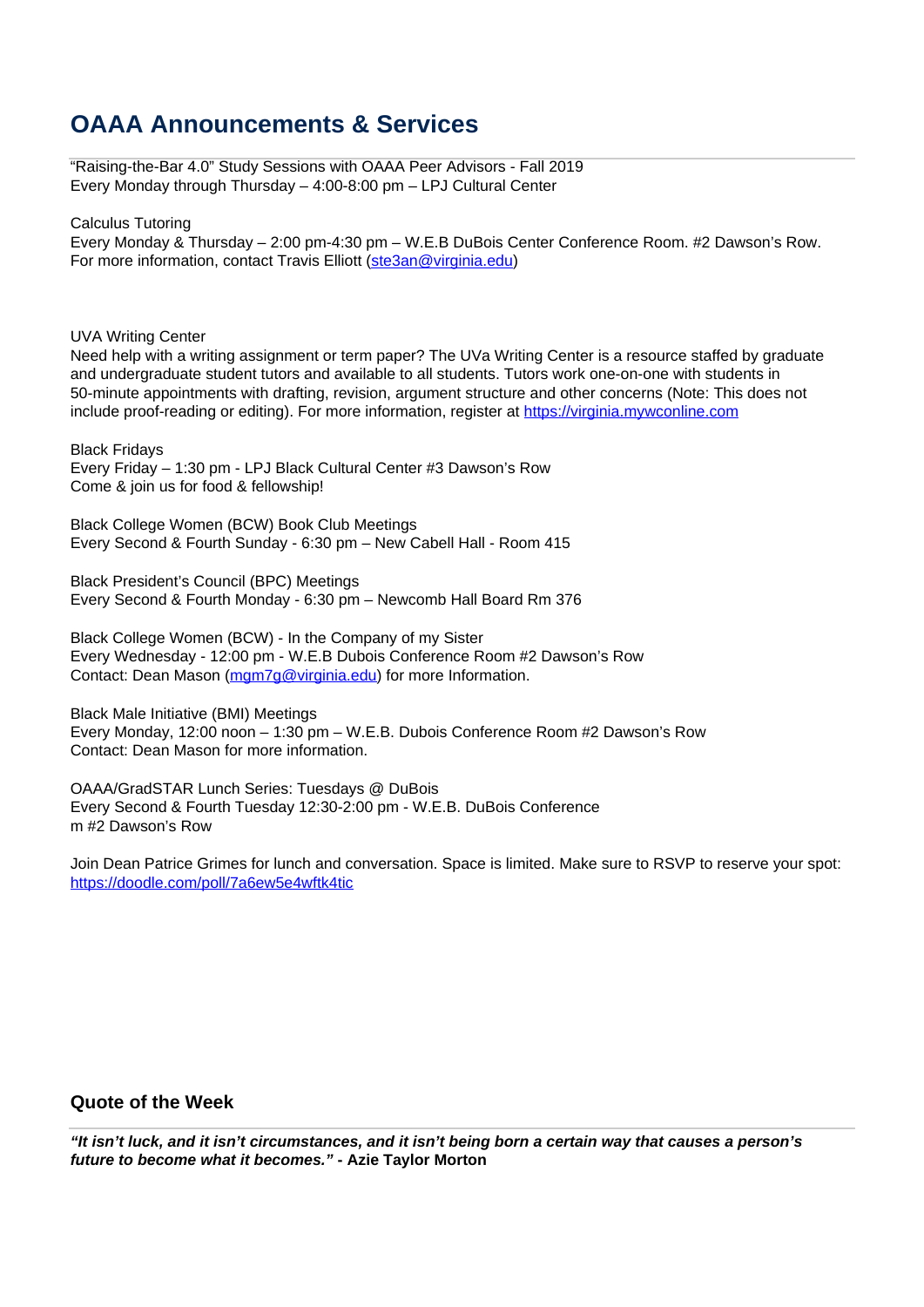## OAAA Announcements & Services

"Raising-the-Bar 4.0" Study Sessions with OAAA Peer Advisors - Fall 2019
Every Monday through Thursday – 4:00-8:00 pm – LPJ Cultural Center

Calculus Tutoring
Every Monday & Thursday – 2:00 pm-4:30 pm – W.E.B DuBois Center Conference Room. #2 Dawson's Row.
For more information, contact Travis Elliott (ste3an@virginia.edu)

UVA Writing Center
Need help with a writing assignment or term paper? The UVa Writing Center is a resource staffed by graduate and undergraduate student tutors and available to all students. Tutors work one-on-one with students in 50-minute appointments with drafting, revision, argument structure and other concerns (Note: This does not include proof-reading or editing). For more information, register at https://virginia.mywconline.com

Black Fridays
Every Friday – 1:30 pm - LPJ Black Cultural Center #3 Dawson's Row
Come & join us for food & fellowship!

Black College Women (BCW) Book Club Meetings
Every Second & Fourth Sunday - 6:30 pm – New Cabell Hall - Room 415

Black President's Council (BPC) Meetings
Every Second & Fourth Monday - 6:30 pm – Newcomb Hall Board Rm 376

Black College Women (BCW) - In the Company of my Sister
Every Wednesday - 12:00 pm - W.E.B Dubois Conference Room #2 Dawson's Row
Contact: Dean Mason (mgm7g@virginia.edu) for more Information.

Black Male Initiative (BMI) Meetings
Every Monday, 12:00 noon – 1:30 pm – W.E.B. Dubois Conference Room #2 Dawson's Row
Contact: Dean Mason for more information.

OAAA/GradSTAR Lunch Series: Tuesdays @ DuBois
Every Second & Fourth Tuesday 12:30-2:00 pm - W.E.B. DuBois Conference
m #2 Dawson's Row

Join Dean Patrice Grimes for lunch and conversation. Space is limited. Make sure to RSVP to reserve your spot: https://doodle.com/poll/7a6ew5e4wftk4tic

### Quote of the Week

***"It isn't luck, and it isn't circumstances, and it isn't being born a certain way that causes a person's future to become what it becomes."* - Azie Taylor Morton**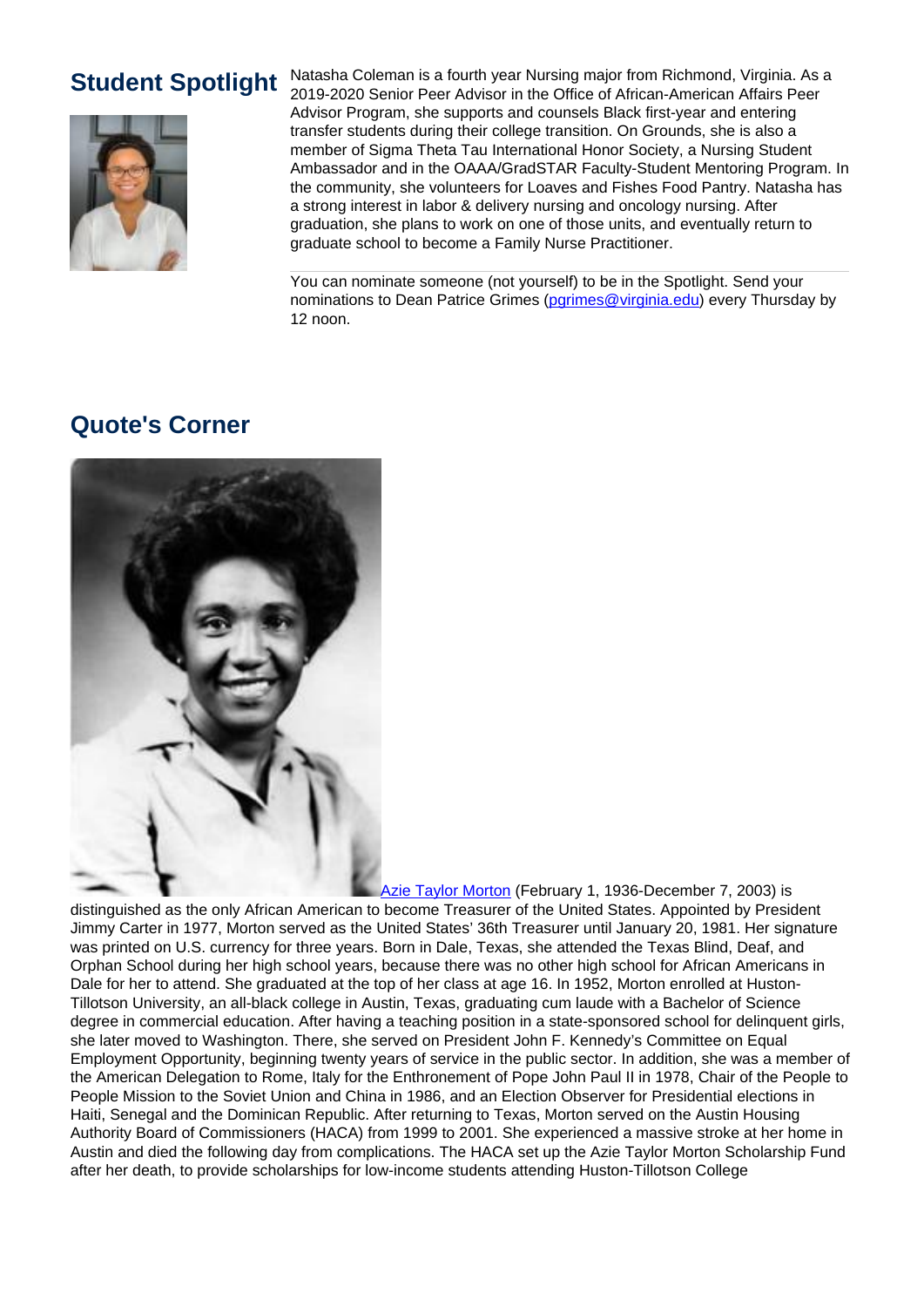## Student Spotlight

Natasha Coleman is a fourth year Nursing major from Richmond, Virginia. As a 2019-2020 Senior Peer Advisor in the Office of African-American Affairs Peer Advisor Program, she supports and counsels Black first-year and entering transfer students during their college transition. On Grounds, she is also a member of Sigma Theta Tau International Honor Society, a Nursing Student Ambassador and in the OAAA/GradSTAR Faculty-Student Mentoring Program. In the community, she volunteers for Loaves and Fishes Food Pantry. Natasha has a strong interest in labor & delivery nursing and oncology nursing. After graduation, she plans to work on one of those units, and eventually return to graduate school to become a Family Nurse Practitioner.

---

You can nominate someone (not yourself) to be in the Spotlight. Send your nominations to Dean Patrice Grimes (pgrimes@virginia.edu) every Thursday by 12 noon.

## Quote's Corner

Azie Taylor Morton (February 1, 1936-December 7, 2003) is distinguished as the only African American to become Treasurer of the United States. Appointed by President Jimmy Carter in 1977, Morton served as the United States' 36th Treasurer until January 20, 1981. Her signature was printed on U.S. currency for three years. Born in Dale, Texas, she attended the Texas Blind, Deaf, and Orphan School during her high school years, because there was no other high school for African Americans in Dale for her to attend. She graduated at the top of her class at age 16. In 1952, Morton enrolled at Huston-Tillotson University, an all-black college in Austin, Texas, graduating cum laude with a Bachelor of Science degree in commercial education. After having a teaching position in a state-sponsored school for delinquent girls, she later moved to Washington. There, she served on President John F. Kennedy's Committee on Equal Employment Opportunity, beginning twenty years of service in the public sector. In addition, she was a member of the American Delegation to Rome, Italy for the Enthronement of Pope John Paul II in 1978, Chair of the People to People Mission to the Soviet Union and China in 1986, and an Election Observer for Presidential elections in Haiti, Senegal and the Dominican Republic. After returning to Texas, Morton served on the Austin Housing Authority Board of Commissioners (HACA) from 1999 to 2001. She experienced a massive stroke at her home in Austin and died the following day from complications. The HACA set up the Azie Taylor Morton Scholarship Fund after her death, to provide scholarships for low-income students attending Huston-Tillotson College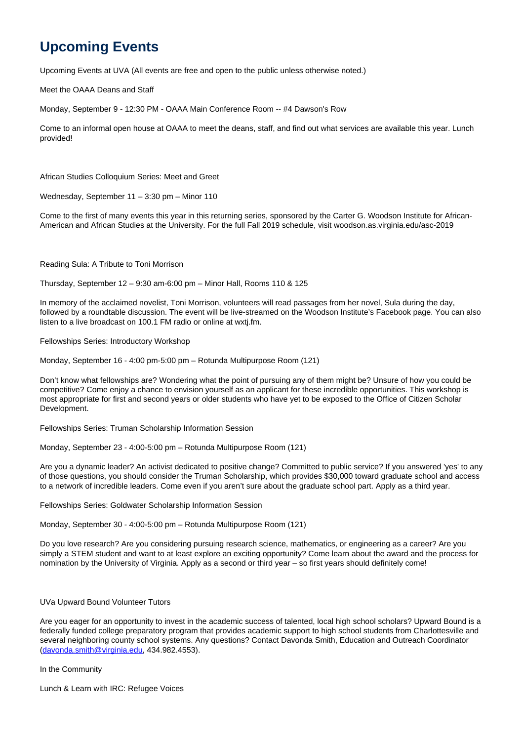# Upcoming Events

Upcoming Events at UVA (All events are free and open to the public unless otherwise noted.)

Meet the OAAA Deans and Staff

Monday, September 9 - 12:30 PM - OAAA Main Conference Room -- #4 Dawson's Row

Come to an informal open house at OAAA to meet the deans, staff, and find out what services are available this year. Lunch provided!

African Studies Colloquium Series: Meet and Greet

Wednesday, September 11 – 3:30 pm – Minor 110

Come to the first of many events this year in this returning series, sponsored by the Carter G. Woodson Institute for African-American and African Studies at the University. For the full Fall 2019 schedule, visit woodson.as.virginia.edu/asc-2019

Reading Sula: A Tribute to Toni Morrison

Thursday, September 12 – 9:30 am-6:00 pm – Minor Hall, Rooms 110 & 125

In memory of the acclaimed novelist, Toni Morrison, volunteers will read passages from her novel, Sula during the day, followed by a roundtable discussion. The event will be live-streamed on the Woodson Institute's Facebook page. You can also listen to a live broadcast on 100.1 FM radio or online at wxtj.fm.

Fellowships Series: Introductory Workshop

Monday, September 16 - 4:00 pm-5:00 pm – Rotunda Multipurpose Room (121)

Don't know what fellowships are? Wondering what the point of pursuing any of them might be? Unsure of how you could be competitive? Come enjoy a chance to envision yourself as an applicant for these incredible opportunities. This workshop is most appropriate for first and second years or older students who have yet to be exposed to the Office of Citizen Scholar Development.

Fellowships Series: Truman Scholarship Information Session

Monday, September 23 - 4:00-5:00 pm – Rotunda Multipurpose Room (121)

Are you a dynamic leader? An activist dedicated to positive change? Committed to public service? If you answered 'yes' to any of those questions, you should consider the Truman Scholarship, which provides $30,000 toward graduate school and access to a network of incredible leaders. Come even if you aren't sure about the graduate school part. Apply as a third year.

Fellowships Series: Goldwater Scholarship Information Session

Monday, September 30 - 4:00-5:00 pm – Rotunda Multipurpose Room (121)

Do you love research? Are you considering pursuing research science, mathematics, or engineering as a career? Are you simply a STEM student and want to at least explore an exciting opportunity? Come learn about the award and the process for nomination by the University of Virginia. Apply as a second or third year – so first years should definitely come!

UVa Upward Bound Volunteer Tutors

Are you eager for an opportunity to invest in the academic success of talented, local high school scholars? Upward Bound is a federally funded college preparatory program that provides academic support to high school students from Charlottesville and several neighboring county school systems. Any questions? Contact Davonda Smith, Education and Outreach Coordinator (davonda.smith@virginia.edu, 434.982.4553).

In the Community

Lunch & Learn with IRC: Refugee Voices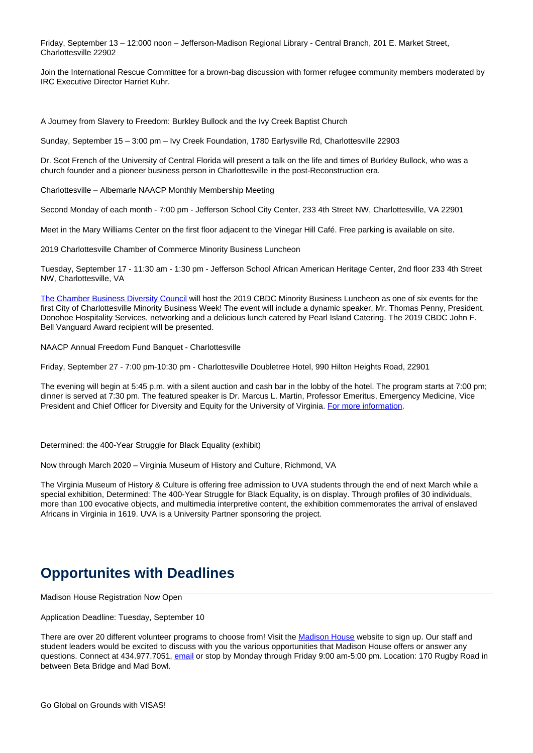Friday, September 13 – 12:000 noon – Jefferson-Madison Regional Library - Central Branch, 201 E. Market Street, Charlottesville 22902

Join the International Rescue Committee for a brown-bag discussion with former refugee community members moderated by IRC Executive Director Harriet Kuhr.

A Journey from Slavery to Freedom: Burkley Bullock and the Ivy Creek Baptist Church

Sunday, September 15 – 3:00 pm – Ivy Creek Foundation, 1780 Earlysville Rd, Charlottesville 22903

Dr. Scot French of the University of Central Florida will present a talk on the life and times of Burkley Bullock, who was a church founder and a pioneer business person in Charlottesville in the post-Reconstruction era.

Charlottesville – Albemarle NAACP Monthly Membership Meeting

Second Monday of each month - 7:00 pm - Jefferson School City Center, 233 4th Street NW, Charlottesville, VA 22901

Meet in the Mary Williams Center on the first floor adjacent to the Vinegar Hill Café. Free parking is available on site.

2019 Charlottesville Chamber of Commerce Minority Business Luncheon

Tuesday, September 17 - 11:30 am - 1:30 pm - Jefferson School African American Heritage Center, 2nd floor 233 4th Street NW, Charlottesville, VA

The Chamber Business Diversity Council will host the 2019 CBDC Minority Business Luncheon as one of six events for the first City of Charlottesville Minority Business Week! The event will include a dynamic speaker, Mr. Thomas Penny, President, Donohoe Hospitality Services, networking and a delicious lunch catered by Pearl Island Catering. The 2019 CBDC John F. Bell Vanguard Award recipient will be presented.

NAACP Annual Freedom Fund Banquet - Charlottesville

Friday, September 27 - 7:00 pm-10:30 pm - Charlottesville Doubletree Hotel, 990 Hilton Heights Road, 22901

The evening will begin at 5:45 p.m. with a silent auction and cash bar in the lobby of the hotel. The program starts at 7:00 pm; dinner is served at 7:30 pm. The featured speaker is Dr. Marcus L. Martin, Professor Emeritus, Emergency Medicine, Vice President and Chief Officer for Diversity and Equity for the University of Virginia. For more information.

Determined: the 400-Year Struggle for Black Equality (exhibit)

Now through March 2020 – Virginia Museum of History and Culture, Richmond, VA

The Virginia Museum of History & Culture is offering free admission to UVA students through the end of next March while a special exhibition, Determined: The 400-Year Struggle for Black Equality, is on display. Through profiles of 30 individuals, more than 100 evocative objects, and multimedia interpretive content, the exhibition commemorates the arrival of enslaved Africans in Virginia in 1619. UVA is a University Partner sponsoring the project.

## Opportunites with Deadlines

Madison House Registration Now Open

Application Deadline: Tuesday, September 10

There are over 20 different volunteer programs to choose from! Visit the Madison House website to sign up. Our staff and student leaders would be excited to discuss with you the various opportunities that Madison House offers or answer any questions. Connect at 434.977.7051, email or stop by Monday through Friday 9:00 am-5:00 pm. Location: 170 Rugby Road in between Beta Bridge and Mad Bowl.

Go Global on Grounds with VISAS!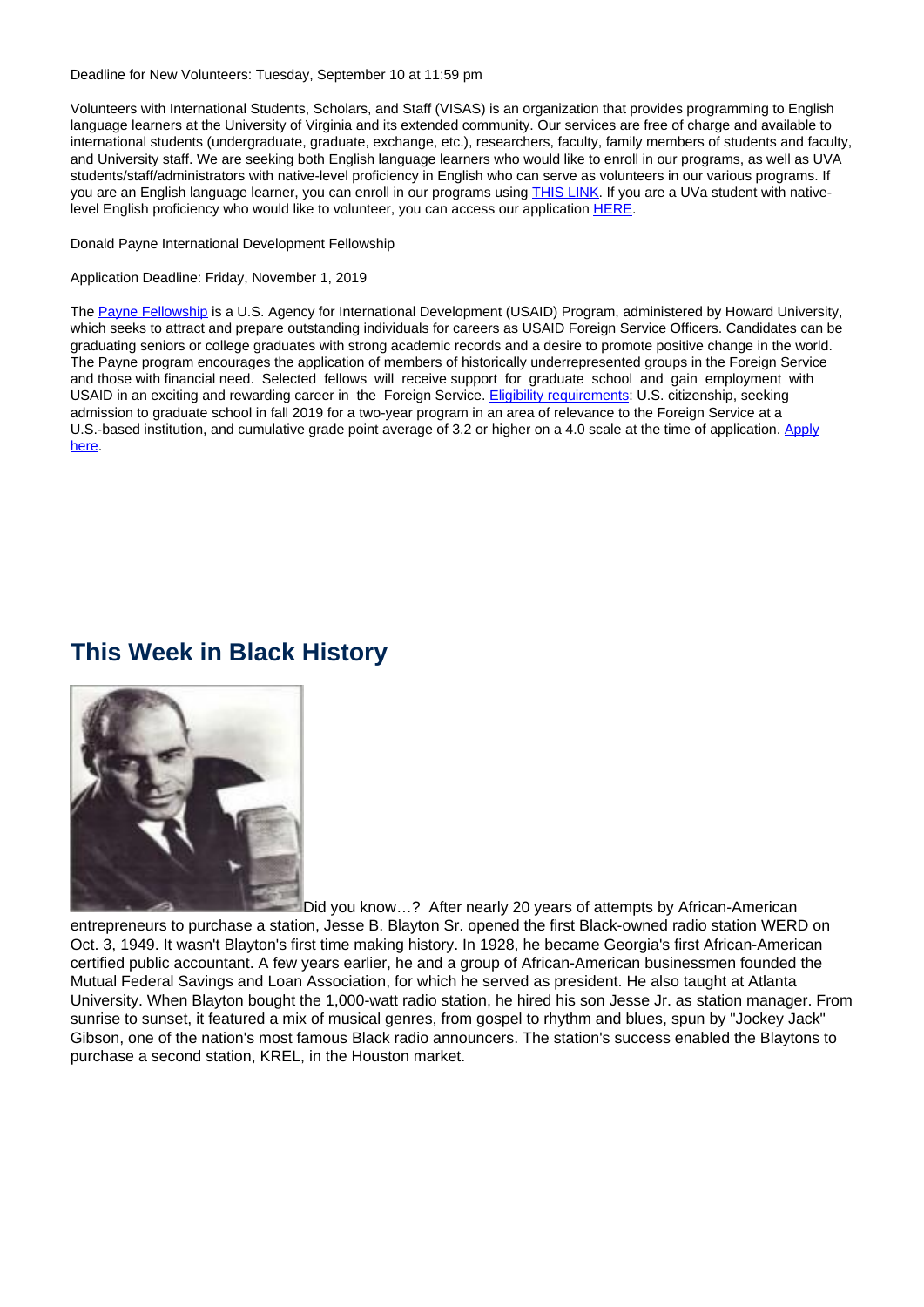Deadline for New Volunteers: Tuesday, September 10 at 11:59 pm

Volunteers with International Students, Scholars, and Staff (VISAS) is an organization that provides programming to English language learners at the University of Virginia and its extended community. Our services are free of charge and available to international students (undergraduate, graduate, exchange, etc.), researchers, faculty, family members of students and faculty, and University staff. We are seeking both English language learners who would like to enroll in our programs, as well as UVA students/staff/administrators with native-level proficiency in English who can serve as volunteers in our various programs. If you are an English language learner, you can enroll in our programs using THIS LINK. If you are a UVa student with native-level English proficiency who would like to volunteer, you can access our application HERE.

Donald Payne International Development Fellowship

Application Deadline: Friday, November 1, 2019

The Payne Fellowship is a U.S. Agency for International Development (USAID) Program, administered by Howard University, which seeks to attract and prepare outstanding individuals for careers as USAID Foreign Service Officers. Candidates can be graduating seniors or college graduates with strong academic records and a desire to promote positive change in the world. The Payne program encourages the application of members of historically underrepresented groups in the Foreign Service and those with financial need. Selected fellows will receive support for graduate school and gain employment with USAID in an exciting and rewarding career in the Foreign Service. Eligibility requirements: U.S. citizenship, seeking admission to graduate school in fall 2019 for a two-year program in an area of relevance to the Foreign Service at a U.S.-based institution, and cumulative grade point average of 3.2 or higher on a 4.0 scale at the time of application. Apply here.

## This Week in Black History

Did you know…? After nearly 20 years of attempts by African-American entrepreneurs to purchase a station, Jesse B. Blayton Sr. opened the first Black-owned radio station WERD on Oct. 3, 1949. It wasn't Blayton's first time making history. In 1928, he became Georgia's first African-American certified public accountant. A few years earlier, he and a group of African-American businessmen founded the Mutual Federal Savings and Loan Association, for which he served as president. He also taught at Atlanta University. When Blayton bought the 1,000-watt radio station, he hired his son Jesse Jr. as station manager. From sunrise to sunset, it featured a mix of musical genres, from gospel to rhythm and blues, spun by "Jockey Jack" Gibson, one of the nation's most famous Black radio announcers. The station's success enabled the Blaytons to purchase a second station, KREL, in the Houston market.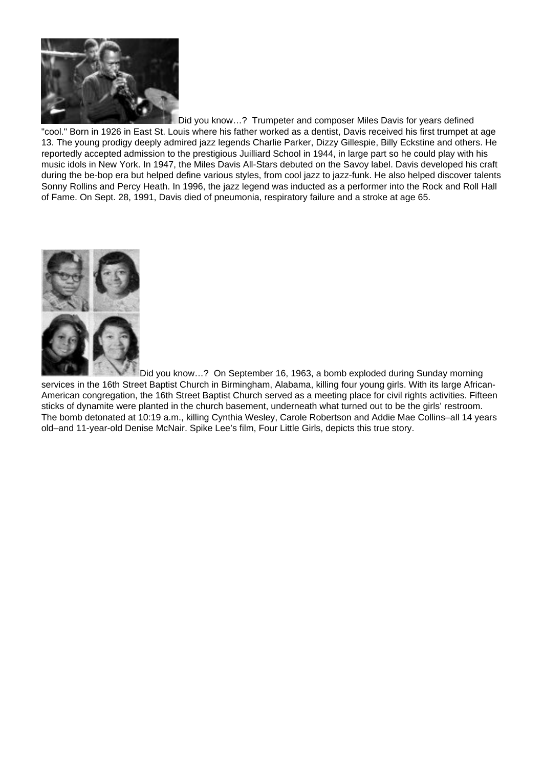Did you know…? Trumpeter and composer Miles Davis for years defined "cool." Born in 1926 in East St. Louis where his father worked as a dentist, Davis received his first trumpet at age 13. The young prodigy deeply admired jazz legends Charlie Parker, Dizzy Gillespie, Billy Eckstine and others. He reportedly accepted admission to the prestigious Juilliard School in 1944, in large part so he could play with his music idols in New York. In 1947, the Miles Davis All-Stars debuted on the Savoy label. Davis developed his craft during the be-bop era but helped define various styles, from cool jazz to jazz-funk. He also helped discover talents Sonny Rollins and Percy Heath. In 1996, the jazz legend was inducted as a performer into the Rock and Roll Hall of Fame. On Sept. 28, 1991, Davis died of pneumonia, respiratory failure and a stroke at age 65.

Did you know…? On September 16, 1963, a bomb exploded during Sunday morning services in the 16th Street Baptist Church in Birmingham, Alabama, killing four young girls. With its large African-American congregation, the 16th Street Baptist Church served as a meeting place for civil rights activities. Fifteen sticks of dynamite were planted in the church basement, underneath what turned out to be the girls' restroom. The bomb detonated at 10:19 a.m., killing Cynthia Wesley, Carole Robertson and Addie Mae Collins–all 14 years old–and 11-year-old Denise McNair. Spike Lee's film, Four Little Girls, depicts this true story.